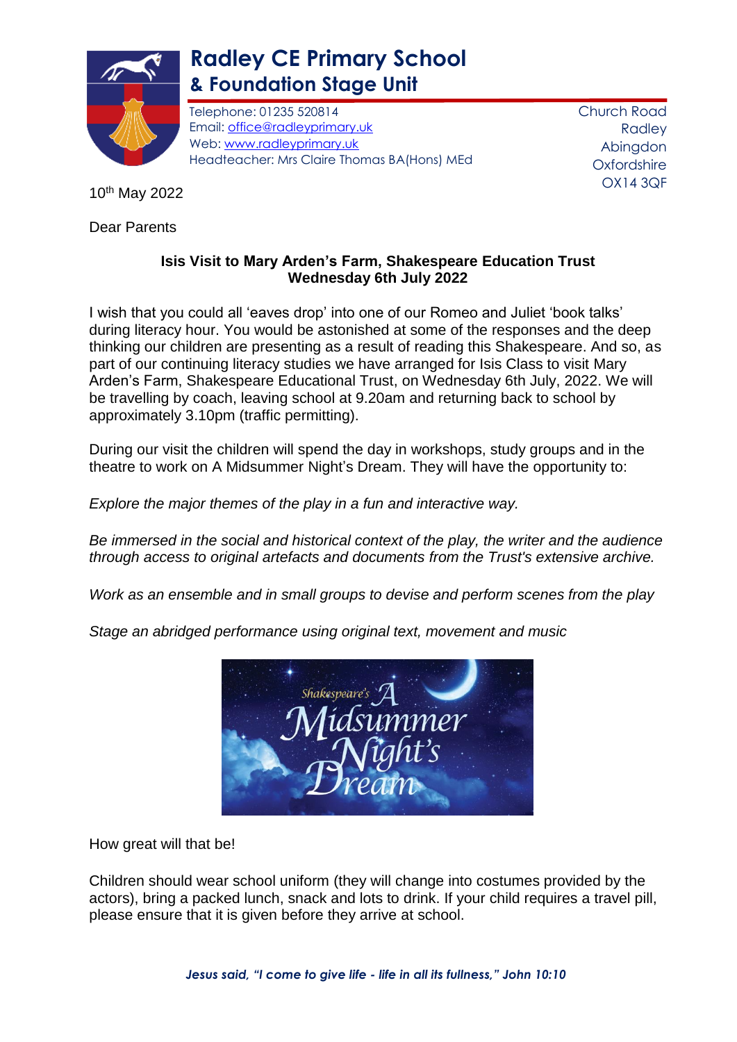# Radley CE Primary School
## & Foundation Stage Unit

Telephone: 01235 520814
Email: office@radleyprimary.uk
Web: www.radleyprimary.uk
Headteacher: Mrs Claire Thomas BA(Hons) MEd

Church Road
Radley
Abingdon
Oxfordshire
OX14 3QF

10th May 2022

Dear Parents

**Isis Visit to Mary Arden's Farm, Shakespeare Education Trust**
**Wednesday 6th July 2022**

I wish that you could all 'eaves drop' into one of our Romeo and Juliet 'book talks' during literacy hour. You would be astonished at some of the responses and the deep thinking our children are presenting as a result of reading this Shakespeare. And so, as part of our continuing literacy studies we have arranged for Isis Class to visit Mary Arden's Farm, Shakespeare Educational Trust, on Wednesday 6th July, 2022. We will be travelling by coach, leaving school at 9.20am and returning back to school by approximately 3.10pm (traffic permitting).

During our visit the children will spend the day in workshops, study groups and in the theatre to work on A Midsummer Night's Dream. They will have the opportunity to:

*Explore the major themes of the play in a fun and interactive way.*

*Be immersed in the social and historical context of the play, the writer and the audience through access to original artefacts and documents from the Trust's extensive archive.*

*Work as an ensemble and in small groups to devise and perform scenes from the play*

*Stage an abridged performance using original text, movement and music*

How great will that be!

Children should wear school uniform (they will change into costumes provided by the actors), bring a packed lunch, snack and lots to drink. If your child requires a travel pill, please ensure that it is given before they arrive at school.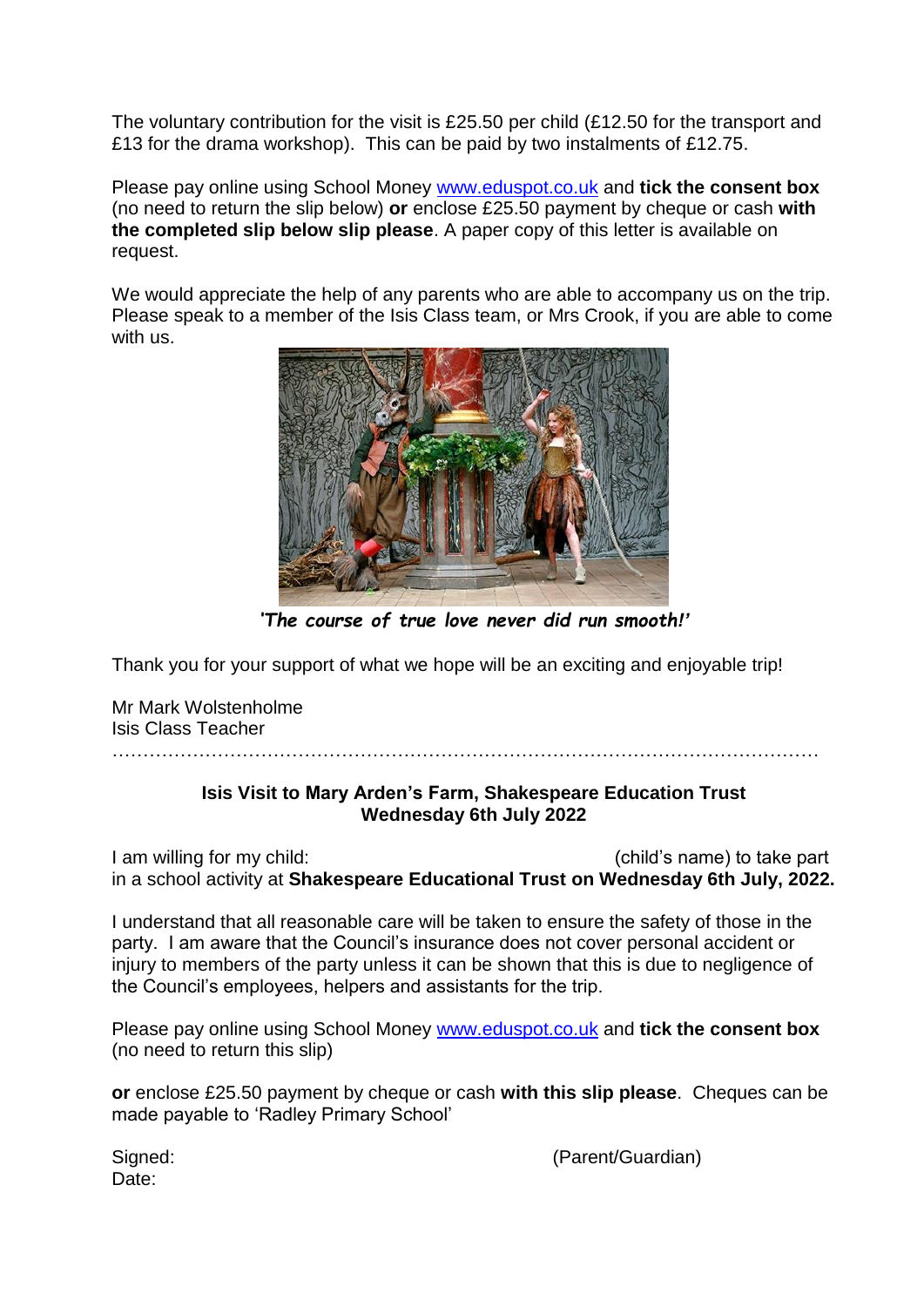The voluntary contribution for the visit is £25.50 per child (£12.50 for the transport and £13 for the drama workshop). This can be paid by two instalments of £12.75.

Please pay online using School Money www.eduspot.co.uk and **tick the consent box** (no need to return the slip below) **or** enclose £25.50 payment by cheque or cash **with the completed slip below slip please**. A paper copy of this letter is available on request.

We would appreciate the help of any parents who are able to accompany us on the trip. Please speak to a member of the Isis Class team, or Mrs Crook, if you are able to come with us.

***'The course of true love never did run smooth!'***

Thank you for your support of what we hope will be an exciting and enjoyable trip!

Mr Mark Wolstenholme
Isis Class Teacher

…………………………………………………………………………………………………

**Isis Visit to Mary Arden's Farm, Shakespeare Education Trust**
**Wednesday 6th July 2022**

I am willing for my child: (child's name) to take part in a school activity at **Shakespeare Educational Trust on Wednesday 6th July, 2022.**

I understand that all reasonable care will be taken to ensure the safety of those in the party. I am aware that the Council's insurance does not cover personal accident or injury to members of the party unless it can be shown that this is due to negligence of the Council's employees, helpers and assistants for the trip.

Please pay online using School Money www.eduspot.co.uk and **tick the consent box** (no need to return this slip)

**or** enclose £25.50 payment by cheque or cash **with this slip please**. Cheques can be made payable to 'Radley Primary School'

Signed: (Parent/Guardian)
Date: